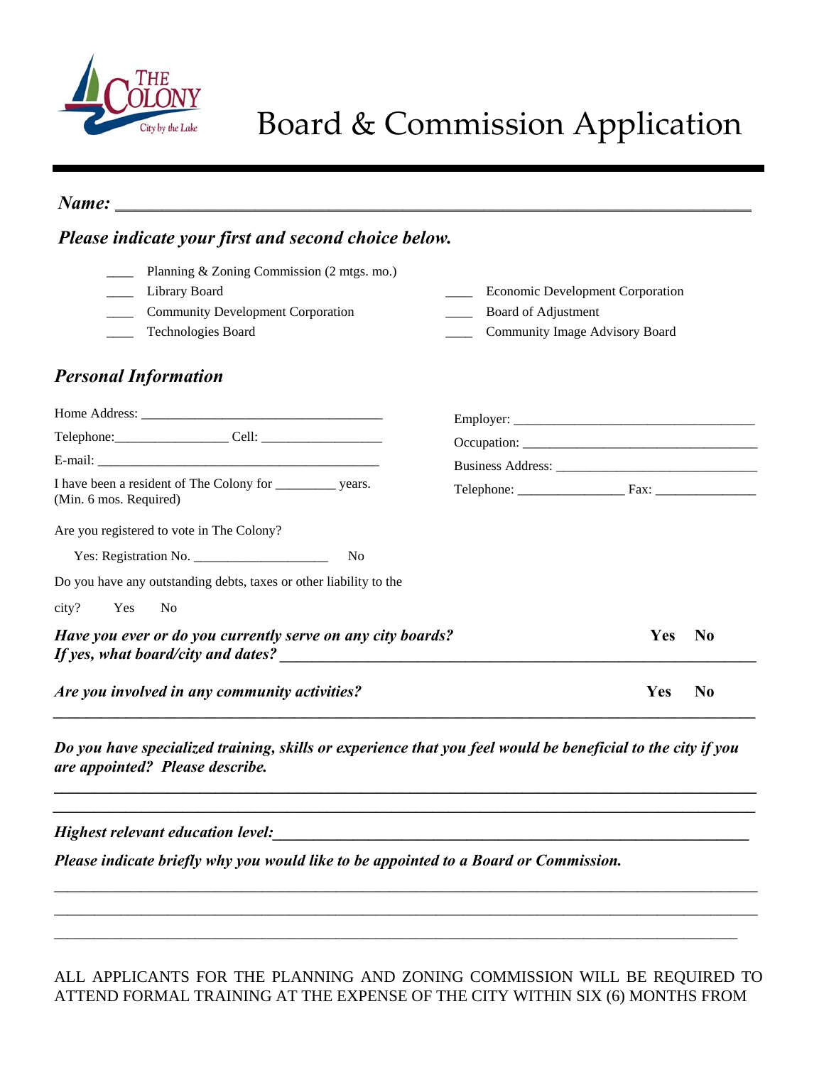# Board & Commission Application

***Name:*** ___________________________________________________________________________

***Please indicate your first and second choice below.***

- ____ Planning & Zoning Commission (2 mtgs. mo.)
- ____ Library Board
- ____ Community Development Corporation
- ____ Technologies Board
- ____ Economic Development Corporation
- ____ Board of Adjustment
- ____ Community Image Advisory Board

## *Personal Information*

Home Address: ____________________________________

Telephone:________________ Cell: __________________

E-mail: ____________________________________________

I have been a resident of The Colony for _________ years. (Min. 6 mos. Required)

Employer: ____________________________________

Occupation: ____________________________________

Business Address: ______________________________

Telephone: ________________ Fax: _______________

Are you registered to vote in The Colony?

Yes: Registration No. ____________________ No

Do you have any outstanding debts, taxes or other liability to the city? Yes No

***Have you ever or do you currently serve on any city boards?*** **Yes No**

***If yes, what board/city and dates?*** _______________________________________________

***Are you involved in any community activities?*** **Yes No**

_____________________________________________________________________________________

***Do you have specialized training, skills or experience that you feel would be beneficial to the city if you are appointed? Please describe.***

_____________________________________________________________________________________

_____________________________________________________________________________________

***Highest relevant education level:*** _______________________________________________

***Please indicate briefly why you would like to be appointed to a Board or Commission.***

_____________________________________________________________________________________

_____________________________________________________________________________________

_____________________________________________________________________________________

ALL APPLICANTS FOR THE PLANNING AND ZONING COMMISSION WILL BE REQUIRED TO ATTEND FORMAL TRAINING AT THE EXPENSE OF THE CITY WITHIN SIX (6) MONTHS FROM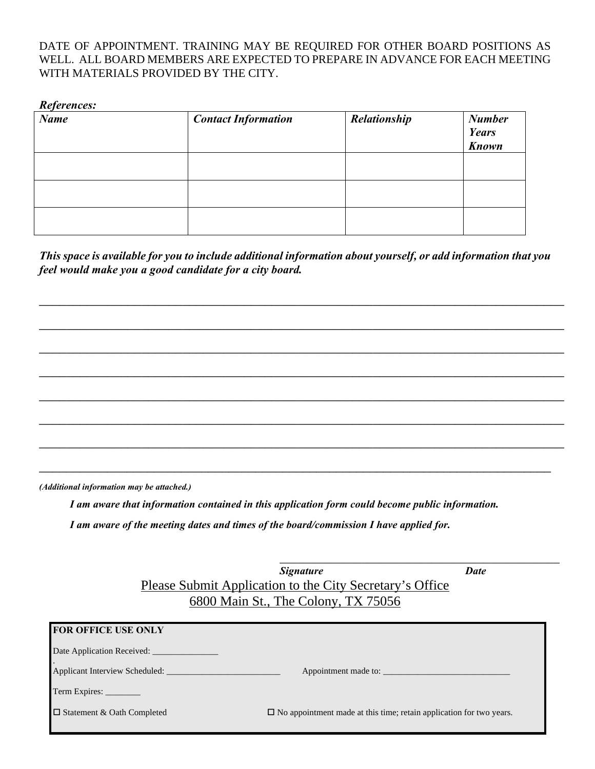DATE OF APPOINTMENT. TRAINING MAY BE REQUIRED FOR OTHER BOARD POSITIONS AS WELL. ALL BOARD MEMBERS ARE EXPECTED TO PREPARE IN ADVANCE FOR EACH MEETING WITH MATERIALS PROVIDED BY THE CITY.

***References:***

| ***Name*** | ***Contact Information*** | ***Relationship*** | ***Number Years Known*** |
|---|---|---|---|
| | | | |
| | | | |
| | | | |

***This space is available for you to include additional information about yourself, or add information that you feel would make you a good candidate for a city board.***

_______________________________________________________________________________

_______________________________________________________________________________

_______________________________________________________________________________

_______________________________________________________________________________

_______________________________________________________________________________

_______________________________________________________________________________

_______________________________________________________________________________

_______________________________________________________________________________

***(Additional information may be attached.)***

***I am aware that information contained in this application form could become public information.***

***I am aware of the meeting dates and times of the board/commission I have applied for.***

_____________________________________________

***Signature*** ***Date***

Please Submit Application to the City Secretary's Office
6800 Main St., The Colony, TX 75056

**FOR OFFICE USE ONLY**

Date Application Received: _______________

Applicant Interview Scheduled: __________________________ Appointment made to: _____________________________

Term Expires: ________

☐ Statement & Oath Completed ☐ No appointment made at this time; retain application for two years.